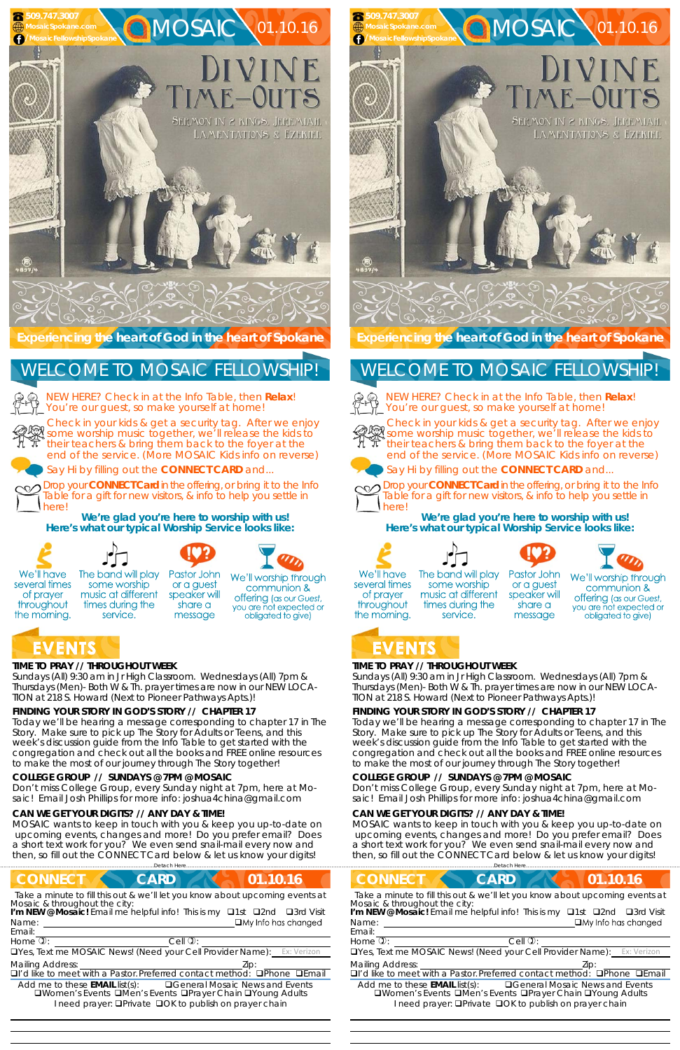509.747.3007
MosaicSpokane.com
/MosaicFellowshipSpokane

# MOSAIC 01.10.16

# DIVINE TIME-OUTS

SERMON IN 2 KINGS, JEREMIAH, LAMENTATIONS & EZEKIEL

**Experiencing the heart of God in the heart of Spokane**

## WELCOME TO MOSAIC FELLOWSHIP!

NEW HERE? Check in at the Info Table, then **Relax**! You're our guest, so make yourself at home!

Check in your kids & get a security tag. After we enjoy some worship music together, we'll release the kids to their teachers & bring them back to the foyer at the end of the service. (More MOSAIC Kids info on reverse)

Say Hi by filling out the **CONNECT CARD** and...

Drop your **CONNECT Card** in the offering, or bring it to the Info Table for a gift for new visitors, & info to help you settle in here!

**We're glad you're here to worship with us!**
**Here's what our typical Worship Service looks like:**

- We'll have several times of prayer throughout the morning.
- The band will play some worship music at different times during the service.
- Pastor John or a guest speaker will share a message
- We'll worship through communion & offering (as our Guest, you are not expected or obligated to give)

## EVENTS

**TIME TO PRAY // THROUGHOUT WEEK**
Sundays (All) 9:30 am in Jr High Classroom. Wednesdays (All) 7pm & Thursdays (Men)- Both W & Th. prayer times are now in our NEW LOCATION at 218 S. Howard (Next to Pioneer Pathways Apts.)!

**FINDING YOUR STORY IN GOD'S STORY // CHAPTER 17**
Today we'll be hearing a message corresponding to chapter 17 in The Story. Make sure to pick up The Story for Adults or Teens, and this week's discussion guide from the Info Table to get started with the congregation and check out all the books and FREE online resources to make the most of our journey through The Story together!

**COLLEGE GROUP // SUNDAYS @ 7PM @ MOSAIC**
Don't miss College Group, every Sunday night at 7pm, here at Mosaic! Email Josh Phillips for more info: joshua4china@gmail.com

**CAN WE GET YOUR DIGITS? // ANY DAY & TIME!**
MOSAIC wants to keep in touch with you & keep you up-to-date on upcoming events, changes and more! Do you prefer email? Does a short text work for you? We even send snail-mail every now and then, so fill out the CONNECT Card below & let us know your digits!

Detach Here

## CONNECT CARD 01.10.16

Take a minute to fill this out & we'll let you know about upcoming events at Mosaic & throughout the city:

**I'm NEW @ Mosaic!** Email me helpful info! This is my ❑1st ❑2nd ❑3rd Visit

Name: ________________ ❑My Info has changed

Email: ________________

Home: ________________ Cell: ________________

❑Yes, Text me MOSAIC News! (Need your Cell Provider Name): Ex: Verizon

Mailing Address: ________________ Zip: ________

❑I'd like to meet with a Pastor. Preferred contact method: ❑Phone ❑Email

Add me to these **EMAIL** list(s): ❑General Mosaic News and Events ❑Women's Events ❑Men's Events ❑Prayer Chain ❑Young Adults

I need prayer: ❑Private ❑OK to publish on prayer chain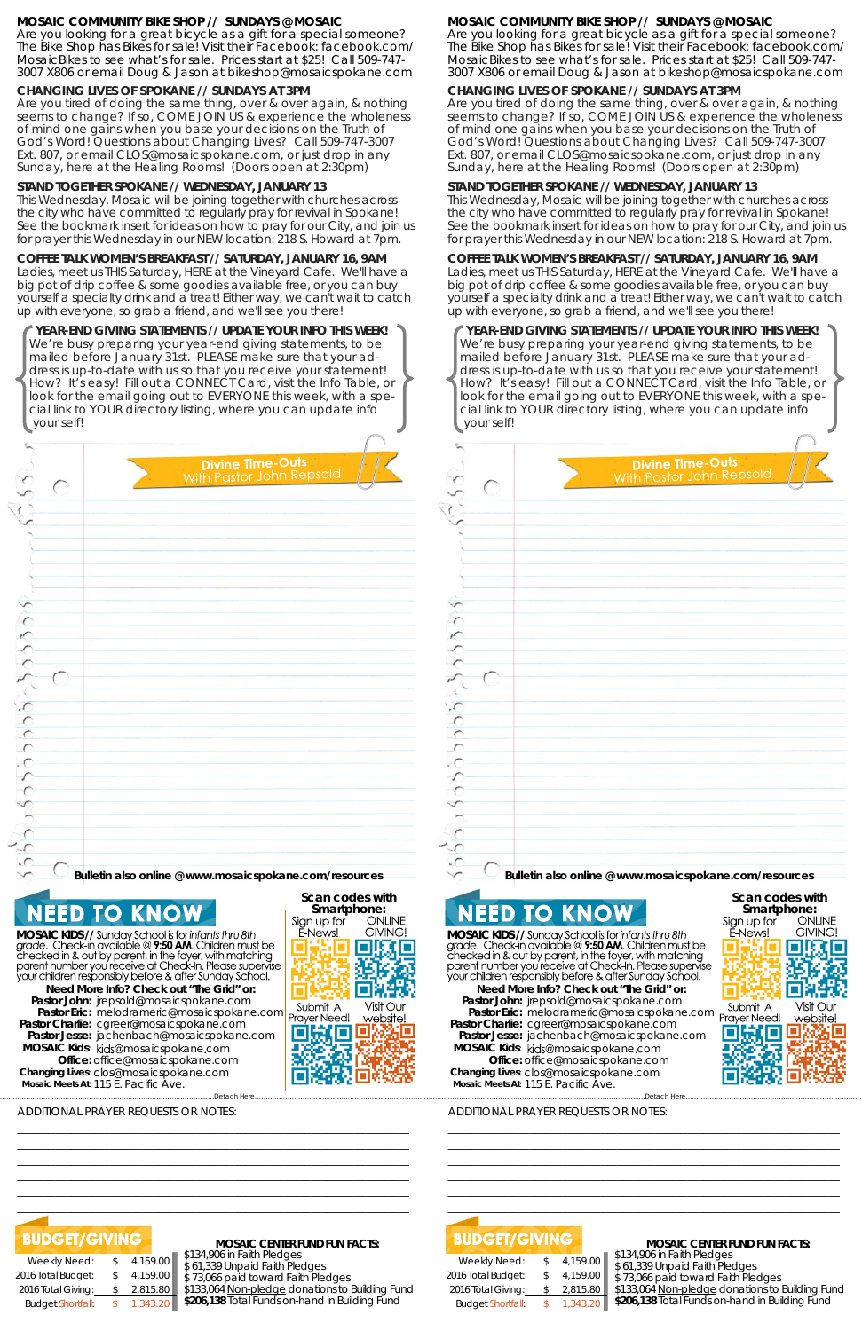### MOSAIC COMMUNITY BIKE SHOP // SUNDAYS @ MOSAIC

Are you looking for a great bicycle as a gift for a special someone? The Bike Shop has Bikes for sale! Visit their Facebook: facebook.com/Mosaic Bikes to see what's for sale. Prices start at $25! Call 509-747-3007 X806 or email Doug & Jason at bikeshop@mosaicspokane.com

### CHANGING LIVES OF SPOKANE // SUNDAYS AT 3PM

Are you tired of doing the same thing, over & over again, & nothing seems to change? If so, COME JOIN US & experience the wholeness of mind one gains when you base your decisions on the Truth of God's Word! Questions about Changing Lives? Call 509-747-3007 Ext. 807, or email CLOS@mosaicspokane.com, or just drop in any Sunday, here at the Healing Rooms! (Doors open at 2:30pm)

### STAND TOGETHER SPOKANE // WEDNESDAY, JANUARY 13

This Wednesday, Mosaic will be joining together with churches across the city who have committed to regularly pray for revival in Spokane! See the bookmark insert for ideas on how to pray for our City, and join us for prayer this Wednesday in our NEW location: 218 S. Howard at 7pm.

### COFFEE TALK WOMEN'S BREAKFAST // SATURDAY, JANUARY 16, 9AM

Ladies, meet us THIS Saturday, HERE at the Vineyard Cafe. We'll have a big pot of drip coffee & some goodies available free, or you can buy yourself a specialty drink and a treat! Either way, we can't wait to catch up with everyone, so grab a friend, and we'll see you there!

### YEAR-END GIVING STATEMENTS // UPDATE YOUR INFO THIS WEEK!

We're busy preparing your year-end giving statements, to be mailed before January 31st. PLEASE make sure that your address is up-to-date with us so that you receive your statement! How? It's easy! Fill out a CONNECT Card, visit the Info Table, or look for the email going out to EVERYONE this week, with a special link to YOUR directory listing, where you can update info yourself!

**Divine Time-Outs**
With Pastor John Repsold

**Bulletin also online @ www.mosaicspokane.com/resources**

## NEED TO KNOW

**MOSAIC KIDS //** Sunday School is for *infants thru 8th grade*. Check-in available @ **9:50 AM**. Children must be checked in & out by parent, in the foyer, with matching parent number you receive at Check-In. Please supervise your children responsibly before & after Sunday School.

**Need More Info? Check out "The Grid" or:**

**Pastor John:** jrepsold@mosaicspokane.com
**Pastor Eric:** melodrameric@mosaicspokane.com
**Pastor Charlie:** cgreer@mosaicspokane.com
**Pastor Jesse:** jachenbach@mosaicspokane.com
**MOSAIC Kids:** kids@mosaicspokane.com
**Office:** office@mosaicspokane.com
**Changing Lives:** clos@mosaicspokane.com
**Mosaic Meets At** 115 E. Pacific Ave.

**Scan codes with Smartphone:**
Sign up for E-News! — ONLINE GIVING!
Submit A Prayer Need! — Visit Our website!

Detach Here

ADDITIONAL PRAYER REQUESTS OR NOTES:

## BUDGET/GIVING

| | | |
|---|---|---|
| Weekly Need: | $ | 4,159.00 |
| 2016 Total Budget: | $ | 4,159.00 |
| 2016 Total Giving: | $ | 2,815.80 |
| Budget Shortfall: | $ | 1,343.20 |

**MOSAIC CENTER FUND FUN FACTS:**
$134,906 in Faith Pledges
$ 61,339 Unpaid Faith Pledges
$ 73,066 paid toward Faith Pledges
$133,064 Non-pledge donations to Building Fund
**$206,138** Total Funds on-hand in Building Fund

---

### MOSAIC COMMUNITY BIKE SHOP // SUNDAYS @ MOSAIC

Are you looking for a great bicycle as a gift for a special someone? The Bike Shop has Bikes for sale! Visit their Facebook: facebook.com/Mosaic Bikes to see what's for sale. Prices start at $25! Call 509-747-3007 X806 or email Doug & Jason at bikeshop@mosaicspokane.com

### CHANGING LIVES OF SPOKANE // SUNDAYS AT 3PM

Are you tired of doing the same thing, over & over again, & nothing seems to change? If so, COME JOIN US & experience the wholeness of mind one gains when you base your decisions on the Truth of God's Word! Questions about Changing Lives? Call 509-747-3007 Ext. 807, or email CLOS@mosaicspokane.com, or just drop in any Sunday, here at the Healing Rooms! (Doors open at 2:30pm)

### STAND TOGETHER SPOKANE // WEDNESDAY, JANUARY 13

This Wednesday, Mosaic will be joining together with churches across the city who have committed to regularly pray for revival in Spokane! See the bookmark insert for ideas on how to pray for our City, and join us for prayer this Wednesday in our NEW location: 218 S. Howard at 7pm.

### COFFEE TALK WOMEN'S BREAKFAST // SATURDAY, JANUARY 16, 9AM

Ladies, meet us THIS Saturday, HERE at the Vineyard Cafe. We'll have a big pot of drip coffee & some goodies available free, or you can buy yourself a specialty drink and a treat! Either way, we can't wait to catch up with everyone, so grab a friend, and we'll see you there!

### YEAR-END GIVING STATEMENTS // UPDATE YOUR INFO THIS WEEK!

We're busy preparing your year-end giving statements, to be mailed before January 31st. PLEASE make sure that your address is up-to-date with us so that you receive your statement! How? It's easy! Fill out a CONNECT Card, visit the Info Table, or look for the email going out to EVERYONE this week, with a special link to YOUR directory listing, where you can update info yourself!

**Divine Time-Outs**
With Pastor John Repsold

**Bulletin also online @ www.mosaicspokane.com/resources**

## NEED TO KNOW

**MOSAIC KIDS //** Sunday School is for *infants thru 8th grade*. Check-in available @ **9:50 AM**. Children must be checked in & out by parent, in the foyer, with matching parent number you receive at Check-In. Please supervise your children responsibly before & after Sunday School.

**Need More Info? Check out "The Grid" or:**

**Pastor John:** jrepsold@mosaicspokane.com
**Pastor Eric:** melodrameric@mosaicspokane.com
**Pastor Charlie:** cgreer@mosaicspokane.com
**Pastor Jesse:** jachenbach@mosaicspokane.com
**MOSAIC Kids:** kids@mosaicspokane.com
**Office:** office@mosaicspokane.com
**Changing Lives:** clos@mosaicspokane.com
**Mosaic Meets At** 115 E. Pacific Ave.

**Scan codes with Smartphone:**
Sign up for E-News! — ONLINE GIVING!
Submit A Prayer Need! — Visit Our website!

Detach Here

ADDITIONAL PRAYER REQUESTS OR NOTES:

## BUDGET/GIVING

| | | |
|---|---|---|
| Weekly Need: | $ | 4,159.00 |
| 2016 Total Budget: | $ | 4,159.00 |
| 2016 Total Giving: | $ | 2,815.80 |
| Budget Shortfall: | $ | 1,343.20 |

**MOSAIC CENTER FUND FUN FACTS:**
$134,906 in Faith Pledges
$ 61,339 Unpaid Faith Pledges
$ 73,066 paid toward Faith Pledges
$133,064 Non-pledge donations to Building Fund
**$206,138** Total Funds on-hand in Building Fund